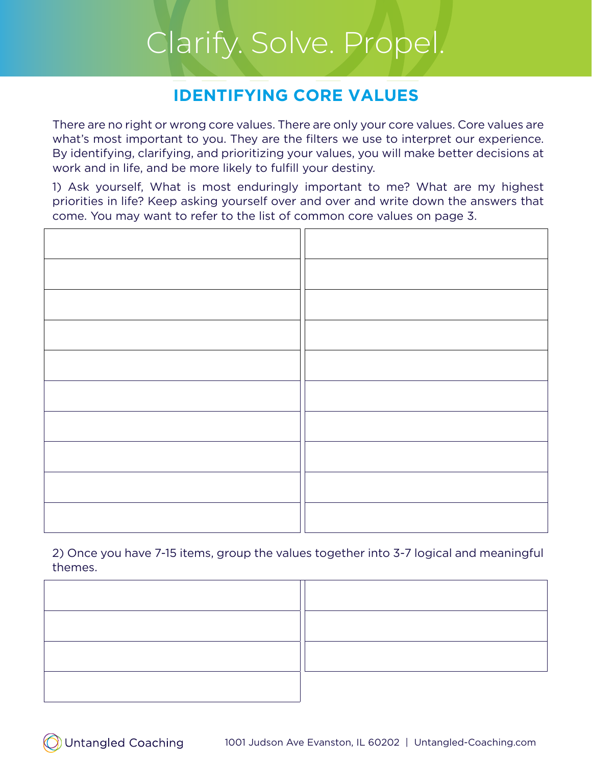# Clarify. Solve. Propel.

## IDENTIFYING CORE VALUES

There are no right or wrong core values. There are only your core values. Core values are what's most important to you. They are the filters we use to interpret our experience. By identifying, clarifying, and prioritizing your values, you will make better decisions at work and in life, and be more likely to fulfill your destiny.

1) Ask yourself, What is most enduringly important to me? What are my highest priorities in life? Keep asking yourself over and over and write down the answers that come. You may want to refer to the list of common core values on page 3.

| | |
|---|---|
| | |
| | |
| | |
| | |
| | |
| | |
| | |
| | |
| | |
| | |

2) Once you have 7-15 items, group the values together into 3-7 logical and meaningful themes.

| | |
|---|---|
| | |
| | |
| | |
| | |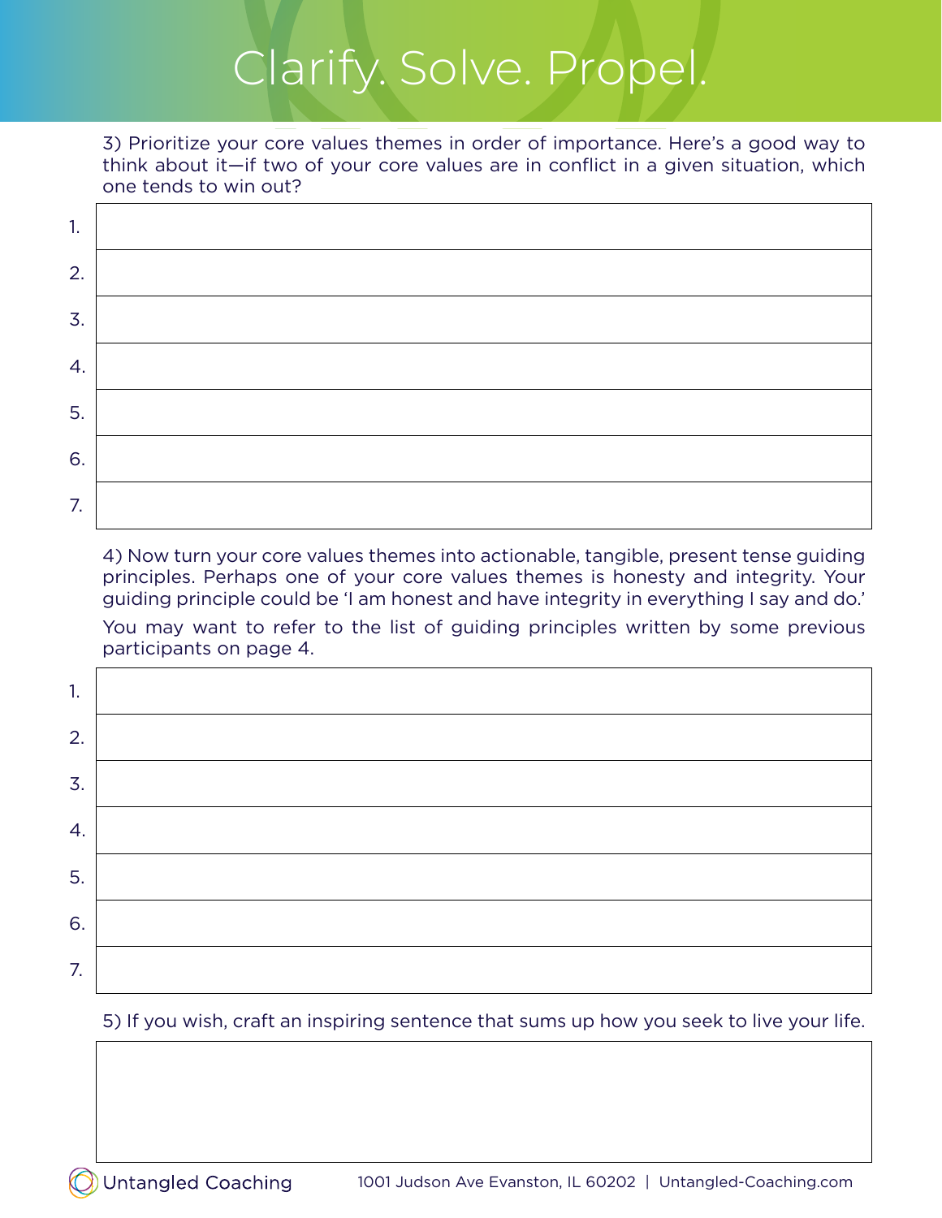# Clarify. Solve. Propel.

3) Prioritize your core values themes in order of importance. Here's a good way to think about it—if two of your core values are in conflict in a given situation, which one tends to win out?

| # | |
|---|---|
| 1. | |
| 2. | |
| 3. | |
| 4. | |
| 5. | |
| 6. | |
| 7. | |

4) Now turn your core values themes into actionable, tangible, present tense guiding principles. Perhaps one of your core values themes is honesty and integrity. Your guiding principle could be 'I am honest and have integrity in everything I say and do.'

You may want to refer to the list of guiding principles written by some previous participants on page 4.

| # | |
|---|---|
| 1. | |
| 2. | |
| 3. | |
| 4. | |
| 5. | |
| 6. | |
| 7. | |

5) If you wish, craft an inspiring sentence that sums up how you seek to live your life.

Untangled Coaching 1001 Judson Ave Evanston, IL 60202 | Untangled-Coaching.com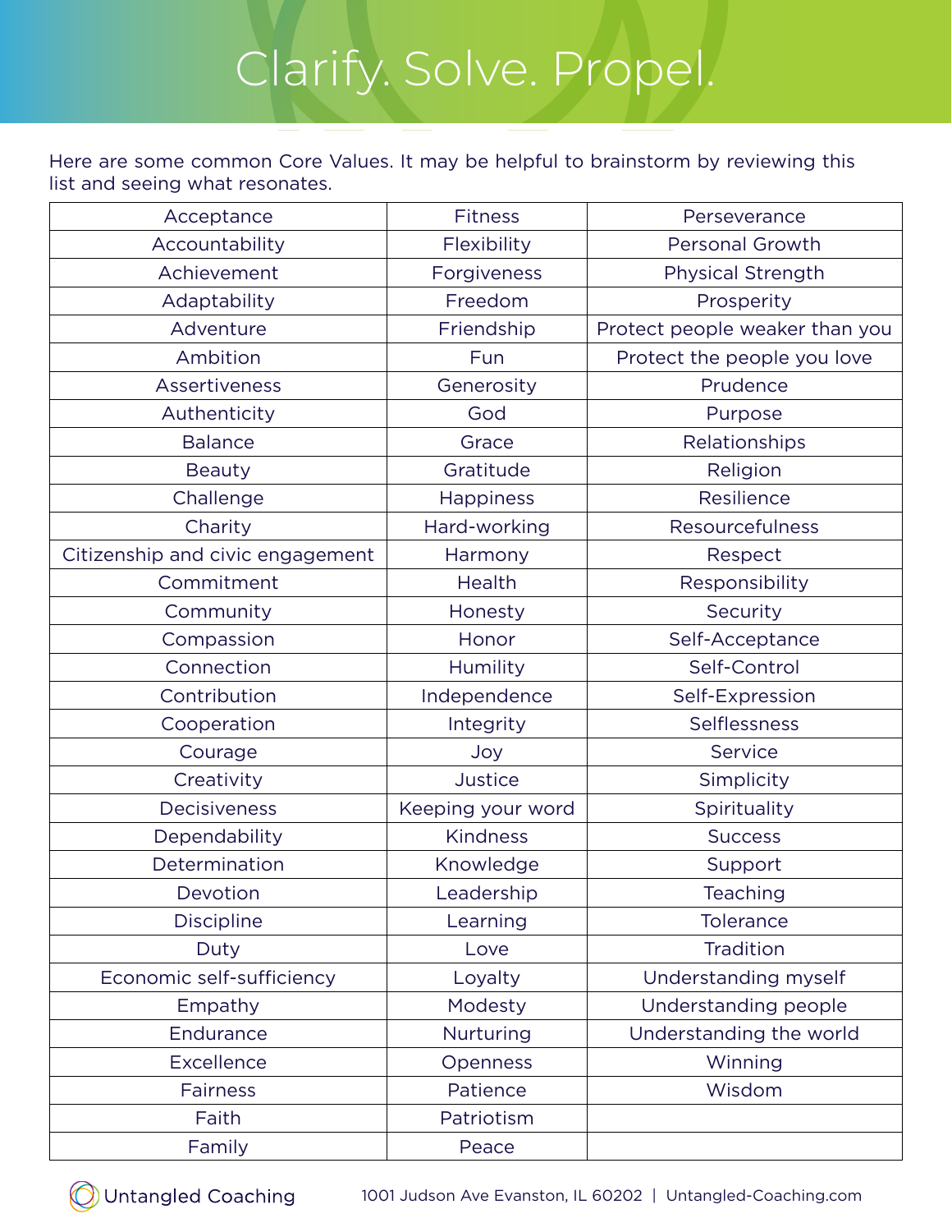# Clarify. Solve. Propel.

Here are some common Core Values. It may be helpful to brainstorm by reviewing this list and seeing what resonates.

| | | |
|---|---|---|
| Acceptance | Fitness | Perseverance |
| Accountability | Flexibility | Personal Growth |
| Achievement | Forgiveness | Physical Strength |
| Adaptability | Freedom | Prosperity |
| Adventure | Friendship | Protect people weaker than you |
| Ambition | Fun | Protect the people you love |
| Assertiveness | Generosity | Prudence |
| Authenticity | God | Purpose |
| Balance | Grace | Relationships |
| Beauty | Gratitude | Religion |
| Challenge | Happiness | Resilience |
| Charity | Hard-working | Resourcefulness |
| Citizenship and civic engagement | Harmony | Respect |
| Commitment | Health | Responsibility |
| Community | Honesty | Security |
| Compassion | Honor | Self-Acceptance |
| Connection | Humility | Self-Control |
| Contribution | Independence | Self-Expression |
| Cooperation | Integrity | Selflessness |
| Courage | Joy | Service |
| Creativity | Justice | Simplicity |
| Decisiveness | Keeping your word | Spirituality |
| Dependability | Kindness | Success |
| Determination | Knowledge | Support |
| Devotion | Leadership | Teaching |
| Discipline | Learning | Tolerance |
| Duty | Love | Tradition |
| Economic self-sufficiency | Loyalty | Understanding myself |
| Empathy | Modesty | Understanding people |
| Endurance | Nurturing | Understanding the world |
| Excellence | Openness | Winning |
| Fairness | Patience | Wisdom |
| Faith | Patriotism | |
| Family | Peace | |

Untangled Coaching 1001 Judson Ave Evanston, IL 60202 | Untangled-Coaching.com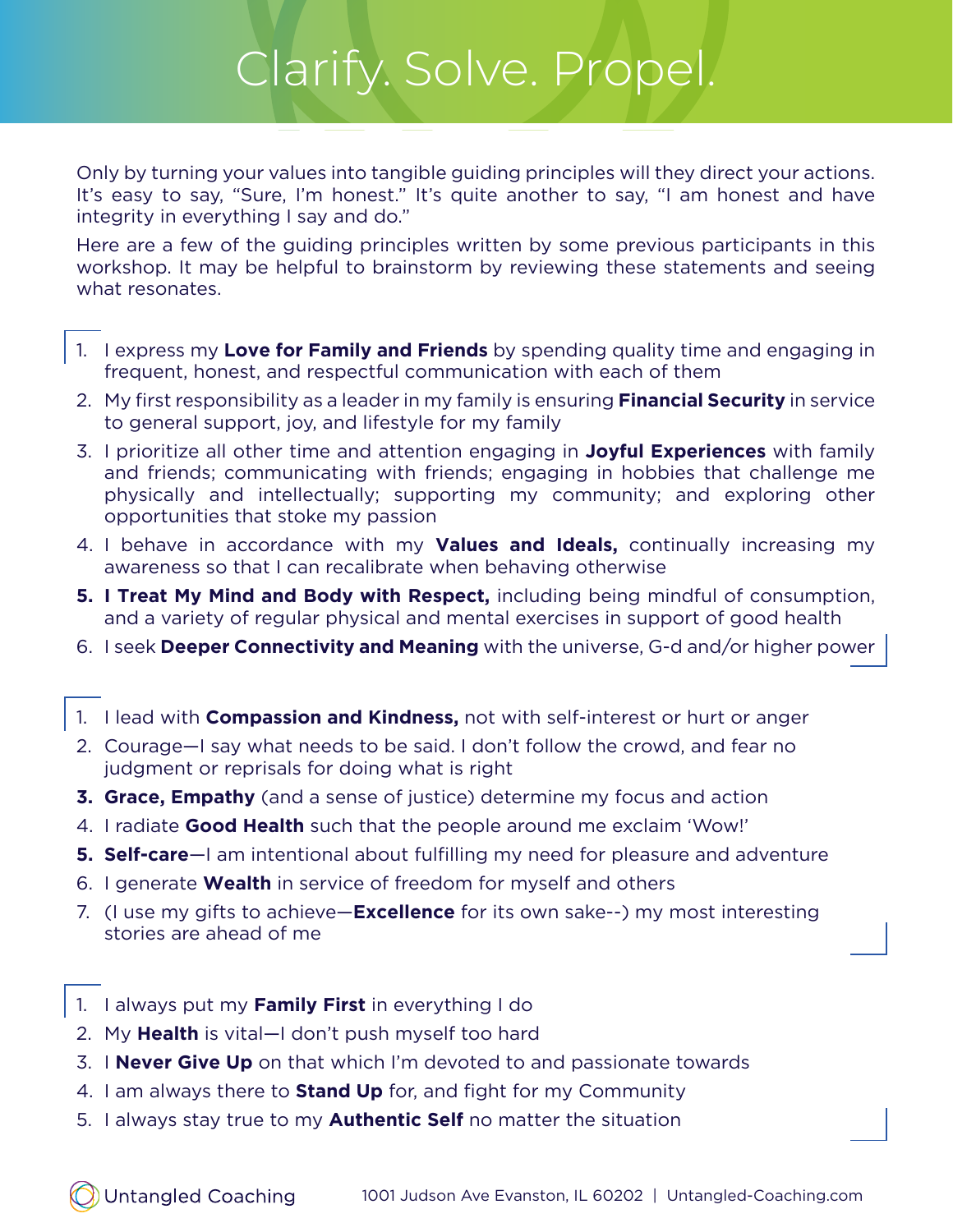# Clarify. Solve. Propel.

Only by turning your values into tangible guiding principles will they direct your actions. It's easy to say, "Sure, I'm honest." It's quite another to say, "I am honest and have integrity in everything I say and do."

Here are a few of the guiding principles written by some previous participants in this workshop. It may be helpful to brainstorm by reviewing these statements and seeing what resonates.

1. I express my **Love for Family and Friends** by spending quality time and engaging in frequent, honest, and respectful communication with each of them
2. My first responsibility as a leader in my family is ensuring **Financial Security** in service to general support, joy, and lifestyle for my family
3. I prioritize all other time and attention engaging in **Joyful Experiences** with family and friends; communicating with friends; engaging in hobbies that challenge me physically and intellectually; supporting my community; and exploring other opportunities that stoke my passion
4. I behave in accordance with my **Values and Ideals,** continually increasing my awareness so that I can recalibrate when behaving otherwise
5. **I Treat My Mind and Body with Respect,** including being mindful of consumption, and a variety of regular physical and mental exercises in support of good health
6. I seek **Deeper Connectivity and Meaning** with the universe, G-d and/or higher power

1. I lead with **Compassion and Kindness,** not with self-interest or hurt or anger
2. Courage—I say what needs to be said. I don't follow the crowd, and fear no judgment or reprisals for doing what is right
3. **Grace, Empathy** (and a sense of justice) determine my focus and action
4. I radiate **Good Health** such that the people around me exclaim 'Wow!'
5. **Self-care**—I am intentional about fulfilling my need for pleasure and adventure
6. I generate **Wealth** in service of freedom for myself and others
7. (I use my gifts to achieve—**Excellence** for its own sake--) my most interesting stories are ahead of me

1. I always put my **Family First** in everything I do
2. My **Health** is vital—I don't push myself too hard
3. I **Never Give Up** on that which I'm devoted to and passionate towards
4. I am always there to **Stand Up** for, and fight for my Community
5. I always stay true to my **Authentic Self** no matter the situation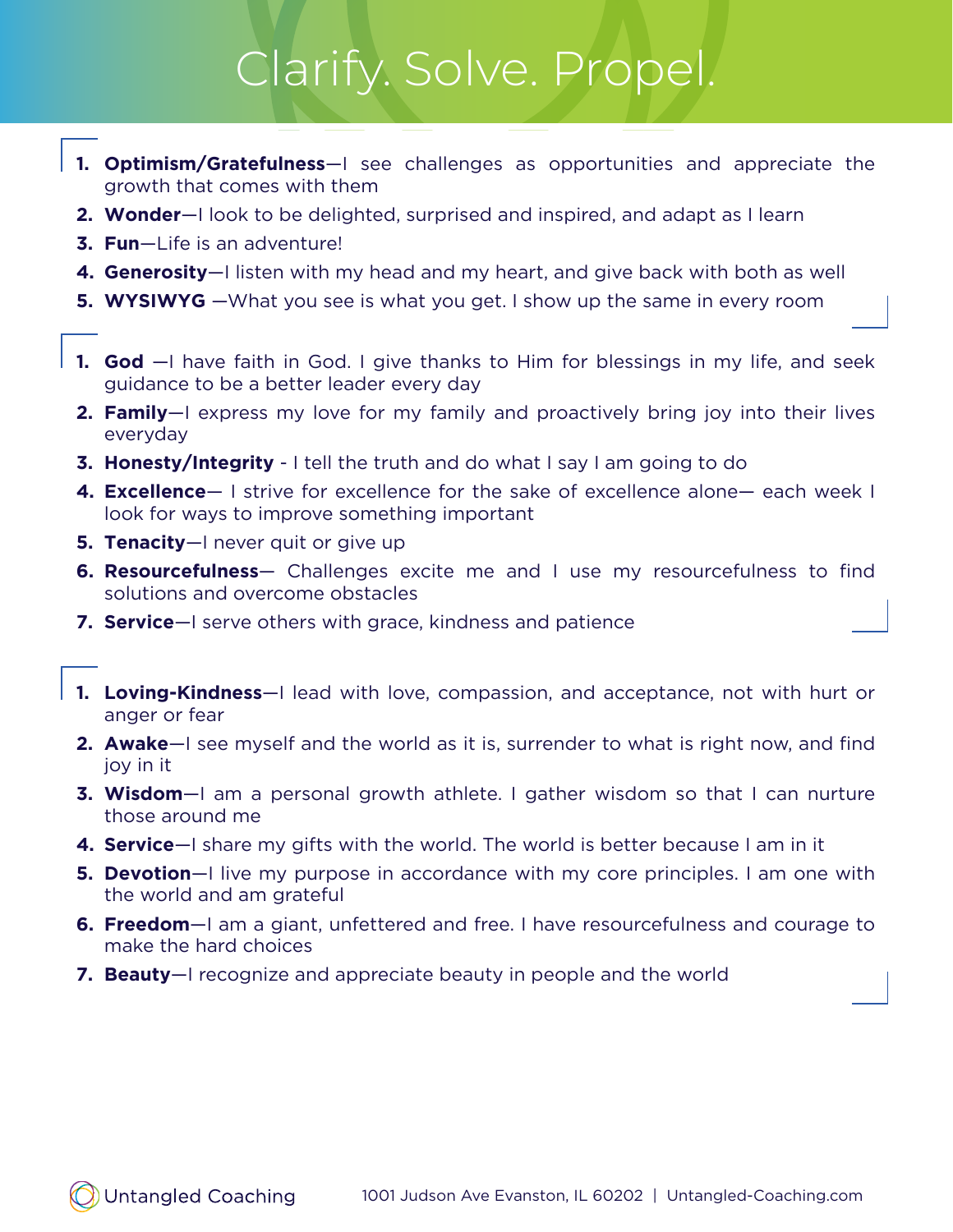# Clarify. Solve. Propel.

1. **Optimism/Gratefulness**—I see challenges as opportunities and appreciate the growth that comes with them
2. **Wonder**—I look to be delighted, surprised and inspired, and adapt as I learn
3. **Fun**—Life is an adventure!
4. **Generosity**—I listen with my head and my heart, and give back with both as well
5. **WYSIWYG** —What you see is what you get. I show up the same in every room

---

1. **God** —I have faith in God. I give thanks to Him for blessings in my life, and seek guidance to be a better leader every day
2. **Family**—I express my love for my family and proactively bring joy into their lives everyday
3. **Honesty/Integrity** - I tell the truth and do what I say I am going to do
4. **Excellence**— I strive for excellence for the sake of excellence alone— each week I look for ways to improve something important
5. **Tenacity**—I never quit or give up
6. **Resourcefulness**— Challenges excite me and I use my resourcefulness to find solutions and overcome obstacles
7. **Service**—I serve others with grace, kindness and patience

---

1. **Loving-Kindness**—I lead with love, compassion, and acceptance, not with hurt or anger or fear
2. **Awake**—I see myself and the world as it is, surrender to what is right now, and find joy in it
3. **Wisdom**—I am a personal growth athlete. I gather wisdom so that I can nurture those around me
4. **Service**—I share my gifts with the world. The world is better because I am in it
5. **Devotion**—I live my purpose in accordance with my core principles. I am one with the world and am grateful
6. **Freedom**—I am a giant, unfettered and free. I have resourcefulness and courage to make the hard choices
7. **Beauty**—I recognize and appreciate beauty in people and the world

Untangled Coaching 1001 Judson Ave Evanston, IL 60202 | Untangled-Coaching.com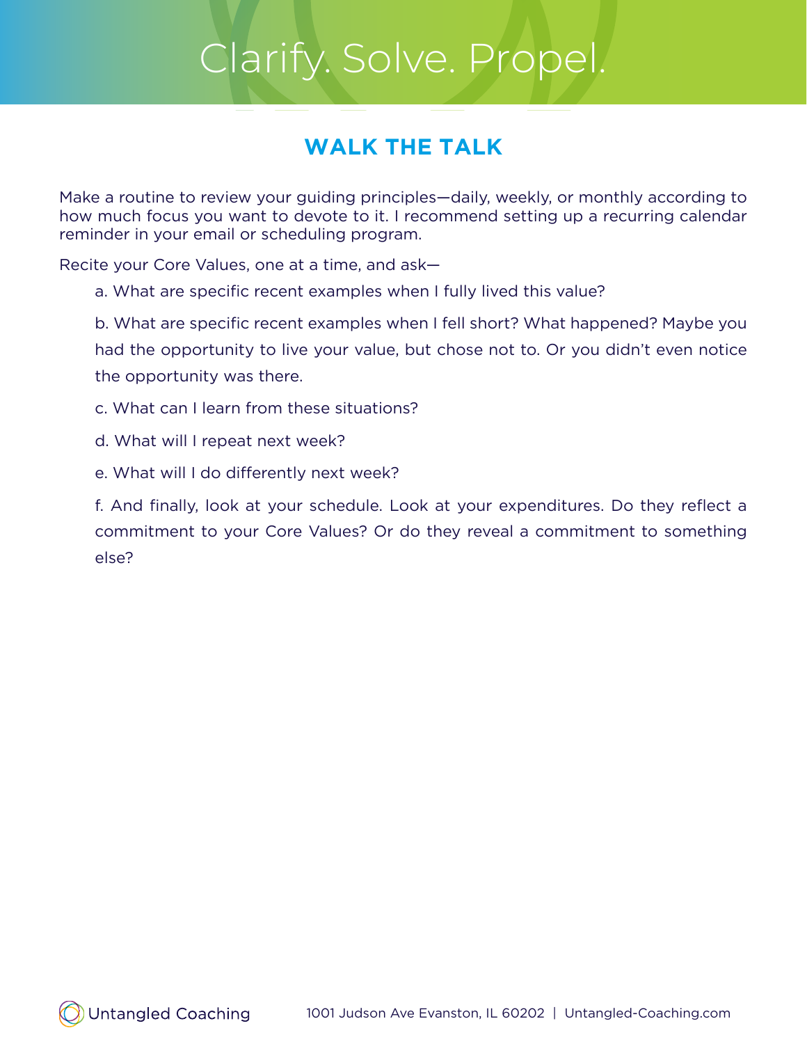## WALK THE TALK

Make a routine to review your guiding principles—daily, weekly, or monthly according to how much focus you want to devote to it. I recommend setting up a recurring calendar reminder in your email or scheduling program.

Recite your Core Values, one at a time, and ask—

a. What are specific recent examples when I fully lived this value?

b. What are specific recent examples when I fell short? What happened? Maybe you had the opportunity to live your value, but chose not to. Or you didn't even notice the opportunity was there.

c. What can I learn from these situations?

d. What will I repeat next week?

e. What will I do differently next week?

f. And finally, look at your schedule. Look at your expenditures. Do they reflect a commitment to your Core Values? Or do they reveal a commitment to something else?